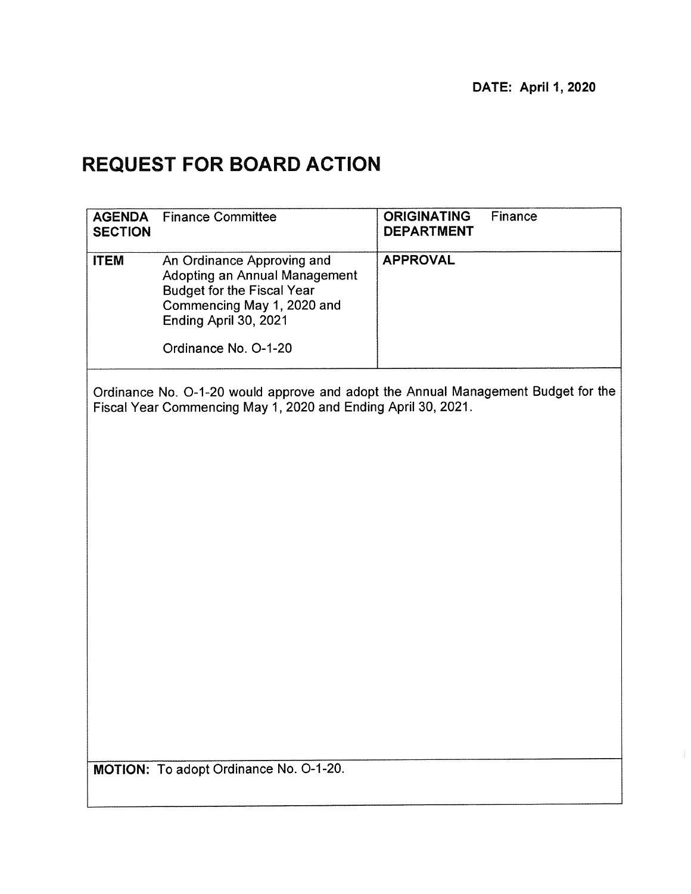**DATE: April 1, 2020**

# REQUEST FOR BOARD ACTION

| | | | |
|---|---|---|---|
| **AGENDA SECTION** | Finance Committee | **ORIGINATING DEPARTMENT** | Finance |
| **ITEM** | An Ordinance Approving and Adopting an Annual Management Budget for the Fiscal Year Commencing May 1, 2020 and Ending April 30, 2021<br><br>Ordinance No. O-1-20 | **APPROVAL** | |

Ordinance No. O-1-20 would approve and adopt the Annual Management Budget for the Fiscal Year Commencing May 1, 2020 and Ending April 30, 2021.

**MOTION:** To adopt Ordinance No. O-1-20.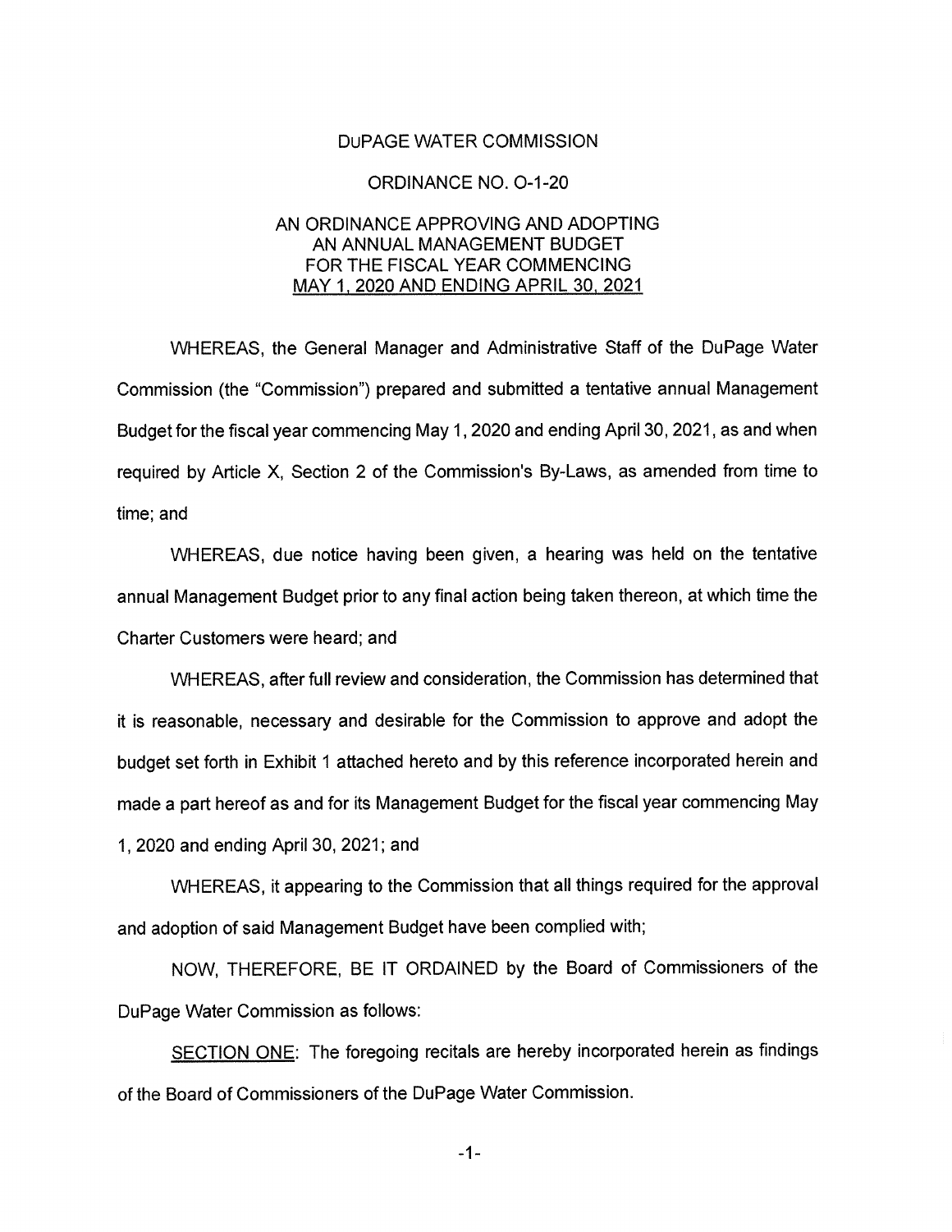DuPAGE WATER COMMISSION

ORDINANCE NO. O-1-20

AN ORDINANCE APPROVING AND ADOPTING AN ANNUAL MANAGEMENT BUDGET FOR THE FISCAL YEAR COMMENCING <u>MAY 1, 2020 AND ENDING APRIL 30, 2021</u>

WHEREAS, the General Manager and Administrative Staff of the DuPage Water Commission (the "Commission") prepared and submitted a tentative annual Management Budget for the fiscal year commencing May 1, 2020 and ending April 30, 2021, as and when required by Article X, Section 2 of the Commission's By-Laws, as amended from time to time; and

WHEREAS, due notice having been given, a hearing was held on the tentative annual Management Budget prior to any final action being taken thereon, at which time the Charter Customers were heard; and

WHEREAS, after full review and consideration, the Commission has determined that it is reasonable, necessary and desirable for the Commission to approve and adopt the budget set forth in Exhibit 1 attached hereto and by this reference incorporated herein and made a part hereof as and for its Management Budget for the fiscal year commencing May 1, 2020 and ending April 30, 2021; and

WHEREAS, it appearing to the Commission that all things required for the approval and adoption of said Management Budget have been complied with;

NOW, THEREFORE, BE IT ORDAINED by the Board of Commissioners of the DuPage Water Commission as follows:

<u>SECTION ONE</u>: The foregoing recitals are hereby incorporated herein as findings of the Board of Commissioners of the DuPage Water Commission.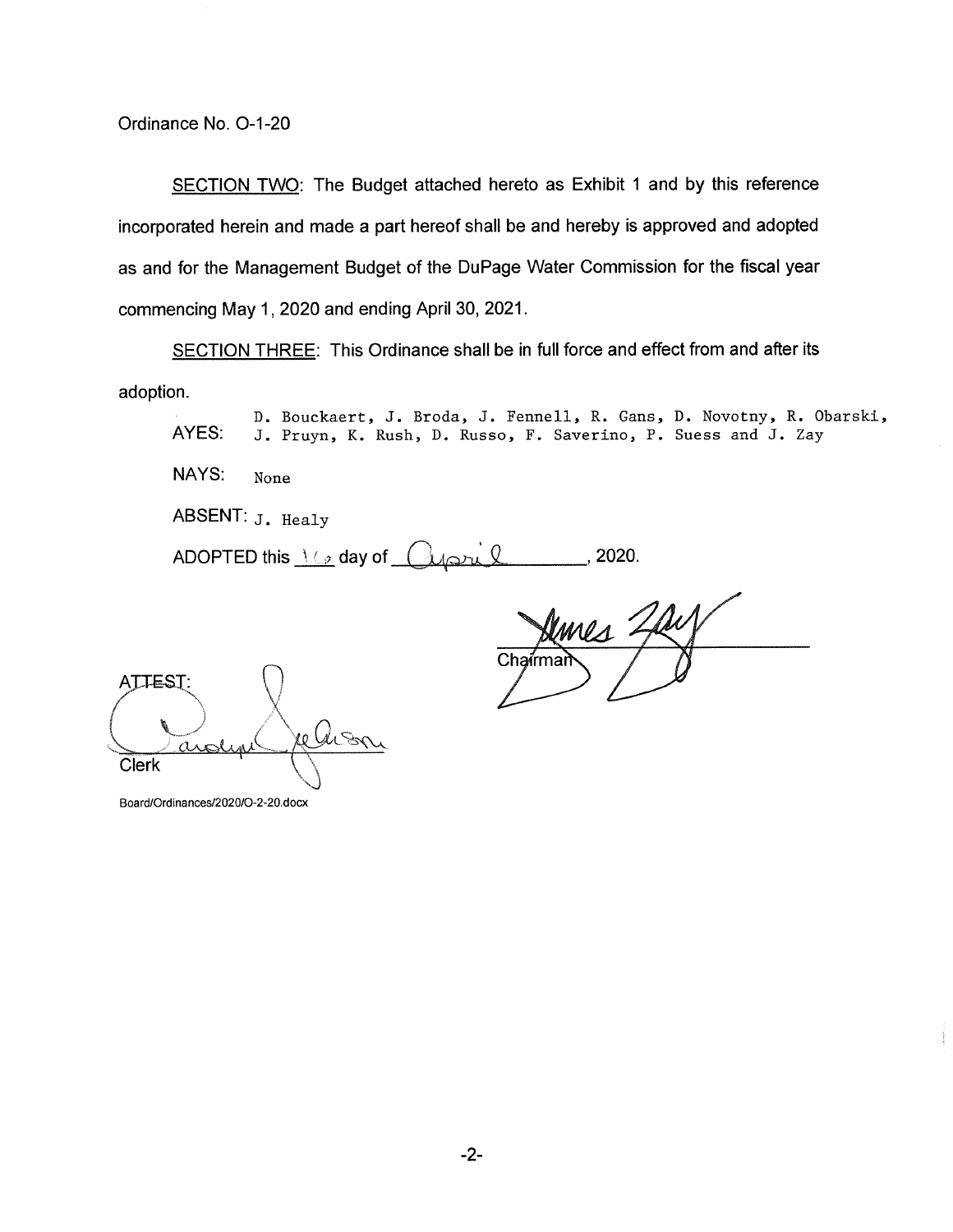Ordinance No. O-1-20

SECTION TWO: The Budget attached hereto as Exhibit 1 and by this reference incorporated herein and made a part hereof shall be and hereby is approved and adopted as and for the Management Budget of the DuPage Water Commission for the fiscal year commencing May 1, 2020 and ending April 30, 2021.

SECTION THREE: This Ordinance shall be in full force and effect from and after its adoption.

AYES: D. Bouckaert, J. Broda, J. Fennell, R. Gans, D. Novotny, R. Obarski, J. Pruyn, K. Rush, D. Russo, F. Saverino, P. Suess and J. Zay

NAYS: None

ABSENT: J. Healy

ADOPTED this 16 day of April, 2020.

James Zay
Chairman

ATTEST:

Carolyn Jackson
Clerk

Board/Ordinances/2020/O-2-20.docx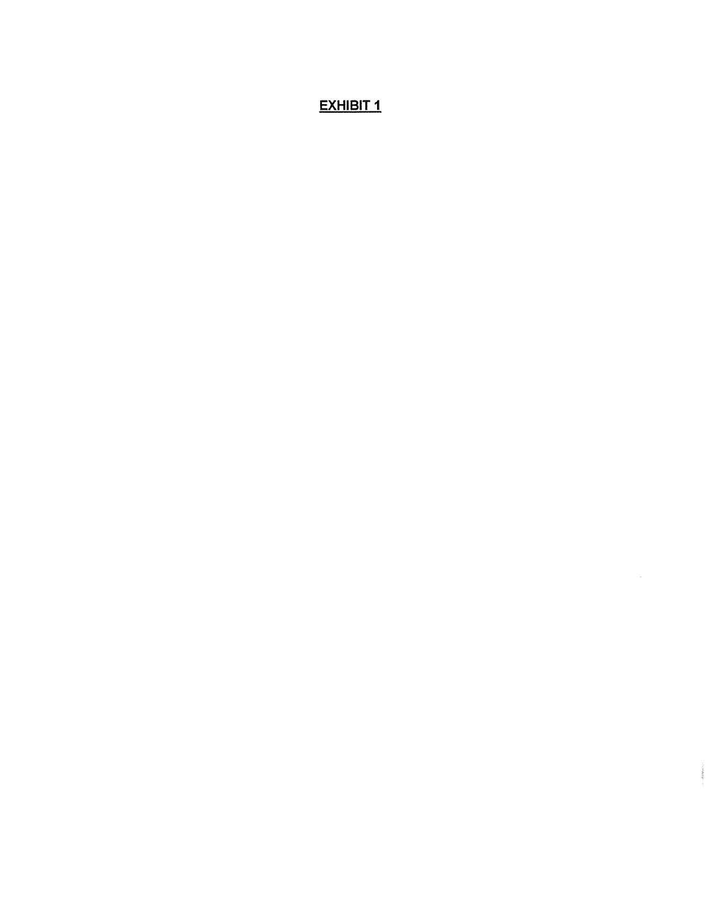**EXHIBIT 1**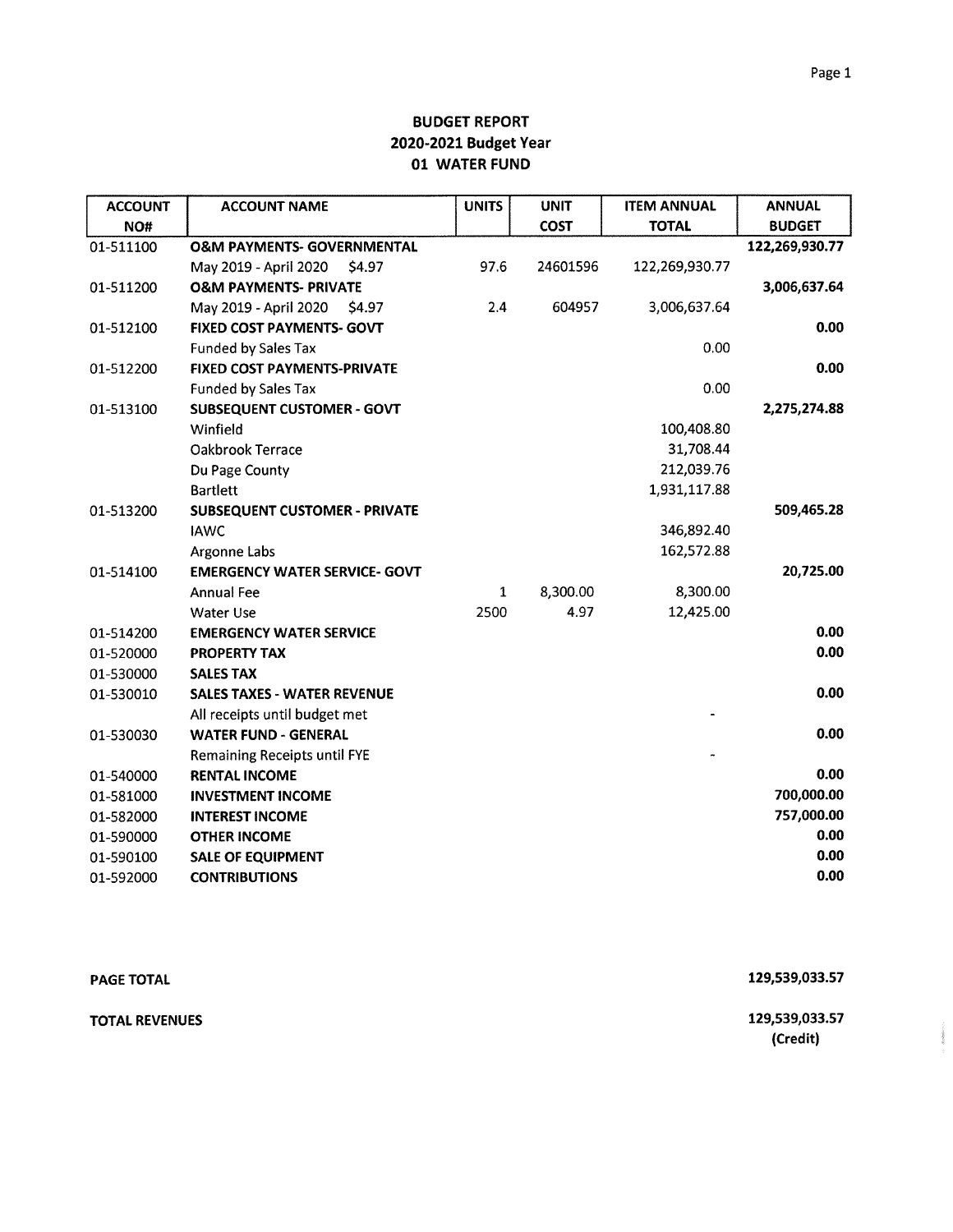**BUDGET REPORT**
**2020-2021 Budget Year**
**01 WATER FUND**

| ACCOUNT NO# | ACCOUNT NAME | UNITS | UNIT COST | ITEM ANNUAL TOTAL | ANNUAL BUDGET |
|---|---|---|---|---|---|
| 01-511100 | **O&M PAYMENTS- GOVERNMENTAL** | | | | **122,269,930.77** |
| | May 2019 - April 2020 $4.97 | 97.6 | 24601596 | 122,269,930.77 | |
| 01-511200 | **O&M PAYMENTS- PRIVATE** | | | | **3,006,637.64** |
| | May 2019 - April 2020 $4.97 | 2.4 | 604957 | 3,006,637.64 | |
| 01-512100 | **FIXED COST PAYMENTS- GOVT** | | | | **0.00** |
| | Funded by Sales Tax | | | 0.00 | |
| 01-512200 | **FIXED COST PAYMENTS-PRIVATE** | | | | **0.00** |
| | Funded by Sales Tax | | | 0.00 | |
| 01-513100 | **SUBSEQUENT CUSTOMER - GOVT** | | | | **2,275,274.88** |
| | Winfield | | | 100,408.80 | |
| | Oakbrook Terrace | | | 31,708.44 | |
| | Du Page County | | | 212,039.76 | |
| | Bartlett | | | 1,931,117.88 | |
| 01-513200 | **SUBSEQUENT CUSTOMER - PRIVATE** | | | | **509,465.28** |
| | IAWC | | | 346,892.40 | |
| | Argonne Labs | | | 162,572.88 | |
| 01-514100 | **EMERGENCY WATER SERVICE- GOVT** | | | | **20,725.00** |
| | Annual Fee | 1 | 8,300.00 | 8,300.00 | |
| | Water Use | 2500 | 4.97 | 12,425.00 | |
| 01-514200 | **EMERGENCY WATER SERVICE** | | | | **0.00** |
| 01-520000 | **PROPERTY TAX** | | | | **0.00** |
| 01-530000 | **SALES TAX** | | | | |
| 01-530010 | **SALES TAXES - WATER REVENUE** | | | | **0.00** |
| | All receipts until budget met | | | - | |
| 01-530030 | **WATER FUND - GENERAL** | | | | **0.00** |
| | Remaining Receipts until FYE | | | - | |
| 01-540000 | **RENTAL INCOME** | | | | **0.00** |
| 01-581000 | **INVESTMENT INCOME** | | | | **700,000.00** |
| 01-582000 | **INTEREST INCOME** | | | | **757,000.00** |
| 01-590000 | **OTHER INCOME** | | | | **0.00** |
| 01-590100 | **SALE OF EQUIPMENT** | | | | **0.00** |
| 01-592000 | **CONTRIBUTIONS** | | | | **0.00** |

**PAGE TOTAL** **129,539,033.57**

**TOTAL REVENUES** **129,539,033.57 (Credit)**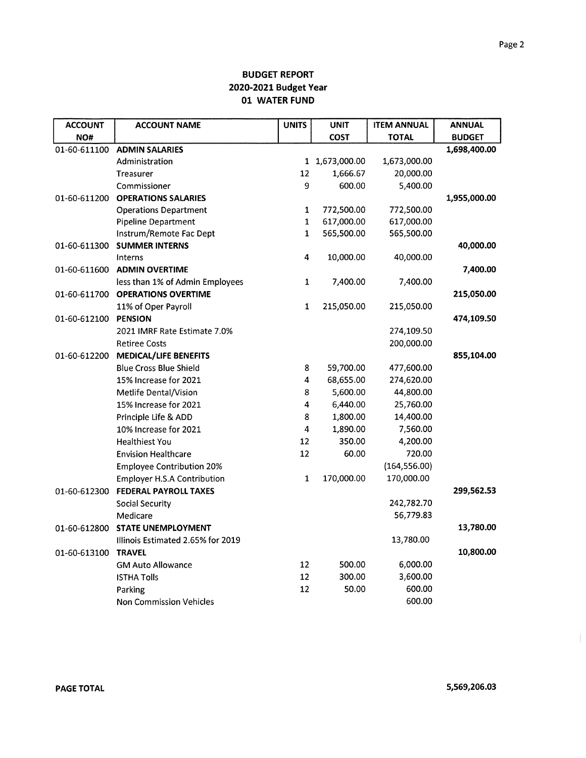## BUDGET REPORT
## 2020-2021 Budget Year
## 01 WATER FUND

| ACCOUNT NO# | ACCOUNT NAME | UNITS | UNIT COST | ITEM ANNUAL TOTAL | ANNUAL BUDGET |
|---|---|---|---|---|---|
| 01-60-611100 | **ADMIN SALARIES** | | | | 1,698,400.00 |
| | Administration | 1 | 1,673,000.00 | 1,673,000.00 | |
| | Treasurer | 12 | 1,666.67 | 20,000.00 | |
| | Commissioner | 9 | 600.00 | 5,400.00 | |
| 01-60-611200 | **OPERATIONS SALARIES** | | | | 1,955,000.00 |
| | Operations Department | 1 | 772,500.00 | 772,500.00 | |
| | Pipeline Department | 1 | 617,000.00 | 617,000.00 | |
| | Instrum/Remote Fac Dept | 1 | 565,500.00 | 565,500.00 | |
| 01-60-611300 | **SUMMER INTERNS** | | | | 40,000.00 |
| | Interns | 4 | 10,000.00 | 40,000.00 | |
| 01-60-611600 | **ADMIN OVERTIME** | | | | 7,400.00 |
| | less than 1% of Admin Employees | 1 | 7,400.00 | 7,400.00 | |
| 01-60-611700 | **OPERATIONS OVERTIME** | | | | 215,050.00 |
| | 11% of Oper Payroll | 1 | 215,050.00 | 215,050.00 | |
| 01-60-612100 | **PENSION** | | | | 474,109.50 |
| | 2021 IMRF Rate Estimate 7.0% | | | 274,109.50 | |
| | Retiree Costs | | | 200,000.00 | |
| 01-60-612200 | **MEDICAL/LIFE BENEFITS** | | | | 855,104.00 |
| | Blue Cross Blue Shield | 8 | 59,700.00 | 477,600.00 | |
| | 15% Increase for 2021 | 4 | 68,655.00 | 274,620.00 | |
| | Metlife Dental/Vision | 8 | 5,600.00 | 44,800.00 | |
| | 15% Increase for 2021 | 4 | 6,440.00 | 25,760.00 | |
| | Principle Life & ADD | 8 | 1,800.00 | 14,400.00 | |
| | 10% Increase for 2021 | 4 | 1,890.00 | 7,560.00 | |
| | Healthiest You | 12 | 350.00 | 4,200.00 | |
| | Envision Healthcare | 12 | 60.00 | 720.00 | |
| | Employee Contribution 20% | | | (164,556.00) | |
| | Employer H.S.A Contribution | 1 | 170,000.00 | 170,000.00 | |
| 01-60-612300 | **FEDERAL PAYROLL TAXES** | | | | 299,562.53 |
| | Social Security | | | 242,782.70 | |
| | Medicare | | | 56,779.83 | |
| 01-60-612800 | **STATE UNEMPLOYMENT** | | | | 13,780.00 |
| | Illinois Estimated 2.65% for 2019 | | | 13,780.00 | |
| 01-60-613100 | **TRAVEL** | | | | 10,800.00 |
| | GM Auto Allowance | 12 | 500.00 | 6,000.00 | |
| | ISTHA Tolls | 12 | 300.00 | 3,600.00 | |
| | Parking | 12 | 50.00 | 600.00 | |
| | Non Commission Vehicles | | | 600.00 | |

**PAGE TOTAL** 5,569,206.03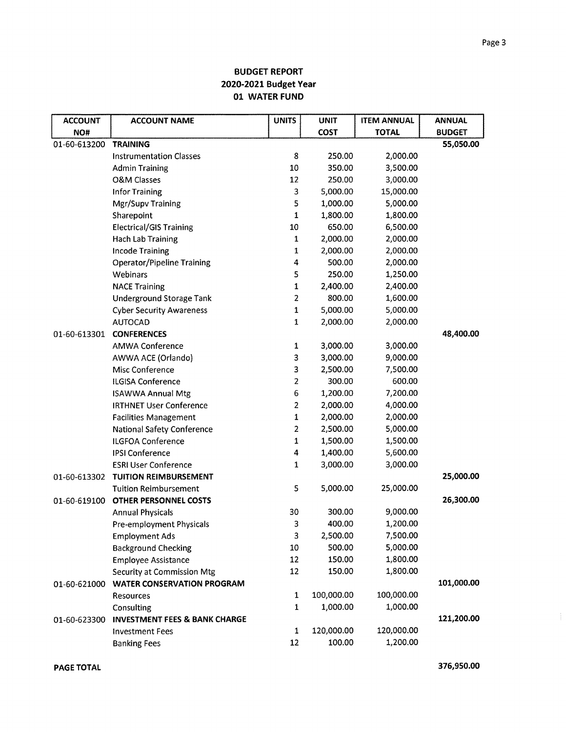## BUDGET REPORT
## 2020-2021 Budget Year
## 01 WATER FUND

| ACCOUNT NO# | ACCOUNT NAME | UNITS | UNIT COST | ITEM ANNUAL TOTAL | ANNUAL BUDGET |
|---|---|---|---|---|---|
| 01-60-613200 | **TRAINING** | | | | **55,050.00** |
| | Instrumentation Classes | 8 | 250.00 | 2,000.00 | |
| | Admin Training | 10 | 350.00 | 3,500.00 | |
| | O&M Classes | 12 | 250.00 | 3,000.00 | |
| | Infor Training | 3 | 5,000.00 | 15,000.00 | |
| | Mgr/Supv Training | 5 | 1,000.00 | 5,000.00 | |
| | Sharepoint | 1 | 1,800.00 | 1,800.00 | |
| | Electrical/GIS Training | 10 | 650.00 | 6,500.00 | |
| | Hach Lab Training | 1 | 2,000.00 | 2,000.00 | |
| | Incode Training | 1 | 2,000.00 | 2,000.00 | |
| | Operator/Pipeline Training | 4 | 500.00 | 2,000.00 | |
| | Webinars | 5 | 250.00 | 1,250.00 | |
| | NACE Training | 1 | 2,400.00 | 2,400.00 | |
| | Underground Storage Tank | 2 | 800.00 | 1,600.00 | |
| | Cyber Security Awareness | 1 | 5,000.00 | 5,000.00 | |
| | AUTOCAD | 1 | 2,000.00 | 2,000.00 | |
| 01-60-613301 | **CONFERENCES** | | | | **48,400.00** |
| | AMWA Conference | 1 | 3,000.00 | 3,000.00 | |
| | AWWA ACE (Orlando) | 3 | 3,000.00 | 9,000.00 | |
| | Misc Conference | 3 | 2,500.00 | 7,500.00 | |
| | ILGISA Conference | 2 | 300.00 | 600.00 | |
| | ISAWWA Annual Mtg | 6 | 1,200.00 | 7,200.00 | |
| | IRTHNET User Conference | 2 | 2,000.00 | 4,000.00 | |
| | Facilities Management | 1 | 2,000.00 | 2,000.00 | |
| | National Safety Conference | 2 | 2,500.00 | 5,000.00 | |
| | ILGFOA Conference | 1 | 1,500.00 | 1,500.00 | |
| | IPSI Conference | 4 | 1,400.00 | 5,600.00 | |
| | ESRI User Conference | 1 | 3,000.00 | 3,000.00 | |
| 01-60-613302 | **TUITION REIMBURSEMENT** | | | | **25,000.00** |
| | Tuition Reimbursement | 5 | 5,000.00 | 25,000.00 | |
| 01-60-619100 | **OTHER PERSONNEL COSTS** | | | | **26,300.00** |
| | Annual Physicals | 30 | 300.00 | 9,000.00 | |
| | Pre-employment Physicals | 3 | 400.00 | 1,200.00 | |
| | Employment Ads | 3 | 2,500.00 | 7,500.00 | |
| | Background Checking | 10 | 500.00 | 5,000.00 | |
| | Employee Assistance | 12 | 150.00 | 1,800.00 | |
| | Security at Commission Mtg | 12 | 150.00 | 1,800.00 | |
| 01-60-621000 | **WATER CONSERVATION PROGRAM** | | | | **101,000.00** |
| | Resources | 1 | 100,000.00 | 100,000.00 | |
| | Consulting | 1 | 1,000.00 | 1,000.00 | |
| 01-60-623300 | **INVESTMENT FEES & BANK CHARGE** | | | | **121,200.00** |
| | Investment Fees | 1 | 120,000.00 | 120,000.00 | |
| | Banking Fees | 12 | 100.00 | 1,200.00 | |

**PAGE TOTAL** **376,950.00**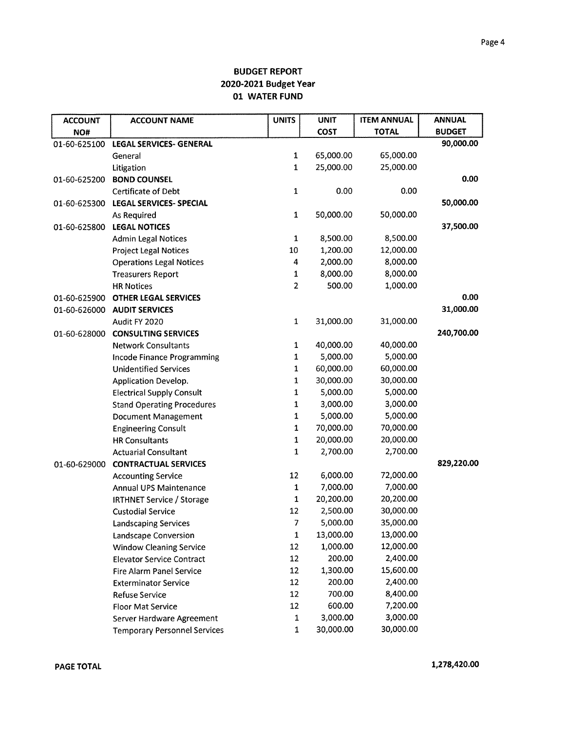# BUDGET REPORT
## 2020-2021 Budget Year
## 01 WATER FUND

| ACCOUNT NO# | ACCOUNT NAME | UNITS | UNIT COST | ITEM ANNUAL TOTAL | ANNUAL BUDGET |
|---|---|---|---|---|---|
| 01-60-625100 | **LEGAL SERVICES- GENERAL** | | | | **90,000.00** |
| | General | 1 | 65,000.00 | 65,000.00 | |
| | Litigation | 1 | 25,000.00 | 25,000.00 | |
| 01-60-625200 | **BOND COUNSEL** | | | | **0.00** |
| | Certificate of Debt | 1 | 0.00 | 0.00 | |
| 01-60-625300 | **LEGAL SERVICES- SPECIAL** | | | | **50,000.00** |
| | As Required | 1 | 50,000.00 | 50,000.00 | |
| 01-60-625800 | **LEGAL NOTICES** | | | | **37,500.00** |
| | Admin Legal Notices | 1 | 8,500.00 | 8,500.00 | |
| | Project Legal Notices | 10 | 1,200.00 | 12,000.00 | |
| | Operations Legal Notices | 4 | 2,000.00 | 8,000.00 | |
| | Treasurers Report | 1 | 8,000.00 | 8,000.00 | |
| | HR Notices | 2 | 500.00 | 1,000.00 | |
| 01-60-625900 | **OTHER LEGAL SERVICES** | | | | **0.00** |
| 01-60-626000 | **AUDIT SERVICES** | | | | **31,000.00** |
| | Audit FY 2020 | 1 | 31,000.00 | 31,000.00 | |
| 01-60-628000 | **CONSULTING SERVICES** | | | | **240,700.00** |
| | Network Consultants | 1 | 40,000.00 | 40,000.00 | |
| | Incode Finance Programming | 1 | 5,000.00 | 5,000.00 | |
| | Unidentified Services | 1 | 60,000.00 | 60,000.00 | |
| | Application Develop. | 1 | 30,000.00 | 30,000.00 | |
| | Electrical Supply Consult | 1 | 5,000.00 | 5,000.00 | |
| | Stand Operating Procedures | 1 | 3,000.00 | 3,000.00 | |
| | Document Management | 1 | 5,000.00 | 5,000.00 | |
| | Engineering Consult | 1 | 70,000.00 | 70,000.00 | |
| | HR Consultants | 1 | 20,000.00 | 20,000.00 | |
| | Actuarial Consultant | 1 | 2,700.00 | 2,700.00 | |
| 01-60-629000 | **CONTRACTUAL SERVICES** | | | | **829,220.00** |
| | Accounting Service | 12 | 6,000.00 | 72,000.00 | |
| | Annual UPS Maintenance | 1 | 7,000.00 | 7,000.00 | |
| | IRTHNET Service / Storage | 1 | 20,200.00 | 20,200.00 | |
| | Custodial Service | 12 | 2,500.00 | 30,000.00 | |
| | Landscaping Services | 7 | 5,000.00 | 35,000.00 | |
| | Landscape Conversion | 1 | 13,000.00 | 13,000.00 | |
| | Window Cleaning Service | 12 | 1,000.00 | 12,000.00 | |
| | Elevator Service Contract | 12 | 200.00 | 2,400.00 | |
| | Fire Alarm Panel Service | 12 | 1,300.00 | 15,600.00 | |
| | Exterminator Service | 12 | 200.00 | 2,400.00 | |
| | Refuse Service | 12 | 700.00 | 8,400.00 | |
| | Floor Mat Service | 12 | 600.00 | 7,200.00 | |
| | Server Hardware Agreement | 1 | 3,000.00 | 3,000.00 | |
| | Temporary Personnel Services | 1 | 30,000.00 | 30,000.00 | |

**PAGE TOTAL** **1,278,420.00**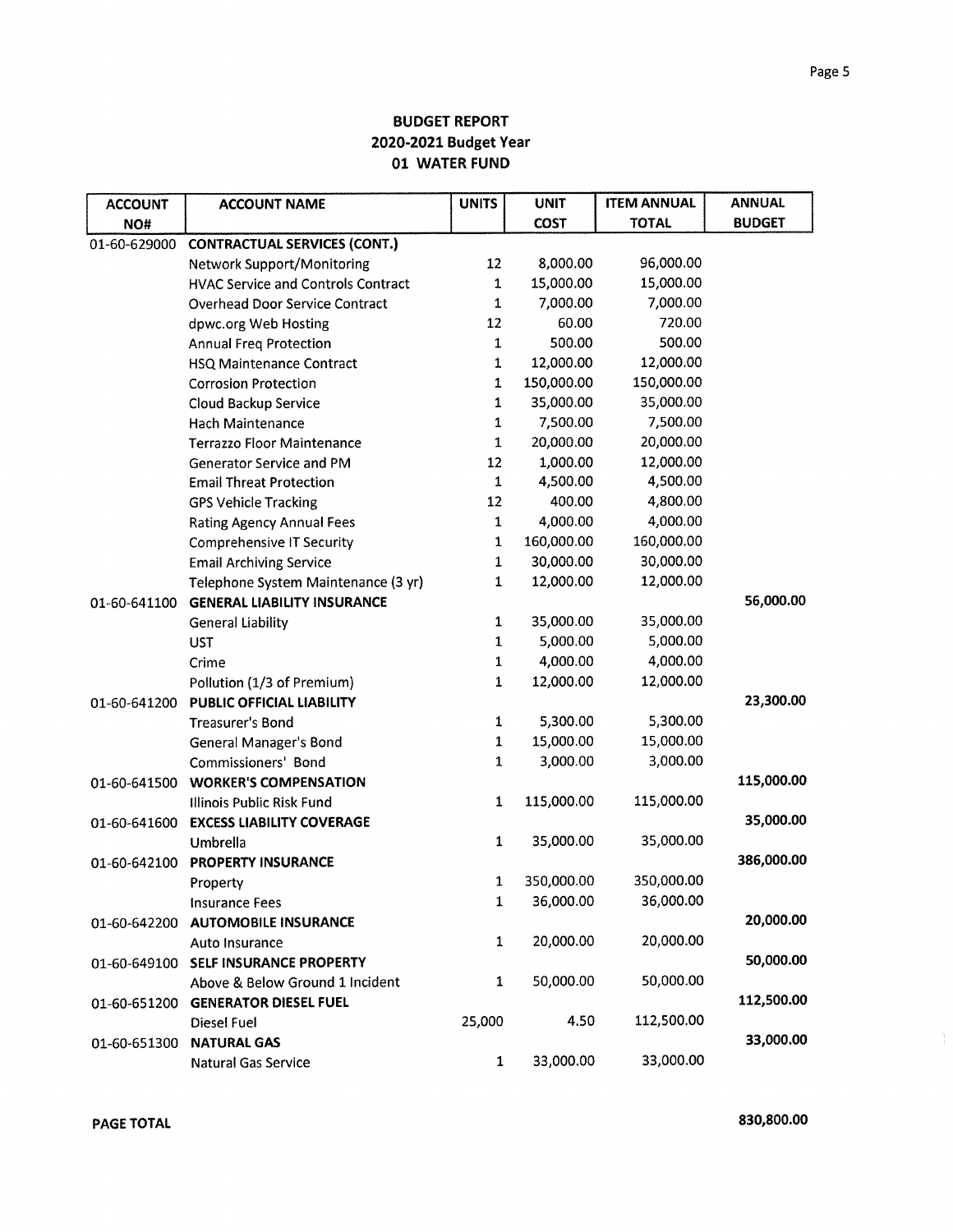## BUDGET REPORT
## 2020-2021 Budget Year
## 01 WATER FUND

| ACCOUNT NO# | ACCOUNT NAME | UNITS | UNIT COST | ITEM ANNUAL TOTAL | ANNUAL BUDGET |
|---|---|---|---|---|---|
| 01-60-629000 | **CONTRACTUAL SERVICES (CONT.)** | | | | |
| | Network Support/Monitoring | 12 | 8,000.00 | 96,000.00 | |
| | HVAC Service and Controls Contract | 1 | 15,000.00 | 15,000.00 | |
| | Overhead Door Service Contract | 1 | 7,000.00 | 7,000.00 | |
| | dpwc.org Web Hosting | 12 | 60.00 | 720.00 | |
| | Annual Freq Protection | 1 | 500.00 | 500.00 | |
| | HSQ Maintenance Contract | 1 | 12,000.00 | 12,000.00 | |
| | Corrosion Protection | 1 | 150,000.00 | 150,000.00 | |
| | Cloud Backup Service | 1 | 35,000.00 | 35,000.00 | |
| | Hach Maintenance | 1 | 7,500.00 | 7,500.00 | |
| | Terrazzo Floor Maintenance | 1 | 20,000.00 | 20,000.00 | |
| | Generator Service and PM | 12 | 1,000.00 | 12,000.00 | |
| | Email Threat Protection | 1 | 4,500.00 | 4,500.00 | |
| | GPS Vehicle Tracking | 12 | 400.00 | 4,800.00 | |
| | Rating Agency Annual Fees | 1 | 4,000.00 | 4,000.00 | |
| | Comprehensive IT Security | 1 | 160,000.00 | 160,000.00 | |
| | Email Archiving Service | 1 | 30,000.00 | 30,000.00 | |
| | Telephone System Maintenance (3 yr) | 1 | 12,000.00 | 12,000.00 | |
| 01-60-641100 | **GENERAL LIABILITY INSURANCE** | | | | 56,000.00 |
| | General Liability | 1 | 35,000.00 | 35,000.00 | |
| | UST | 1 | 5,000.00 | 5,000.00 | |
| | Crime | 1 | 4,000.00 | 4,000.00 | |
| | Pollution (1/3 of Premium) | 1 | 12,000.00 | 12,000.00 | |
| 01-60-641200 | **PUBLIC OFFICIAL LIABILITY** | | | | 23,300.00 |
| | Treasurer's Bond | 1 | 5,300.00 | 5,300.00 | |
| | General Manager's Bond | 1 | 15,000.00 | 15,000.00 | |
| | Commissioners' Bond | 1 | 3,000.00 | 3,000.00 | |
| 01-60-641500 | **WORKER'S COMPENSATION** | | | | 115,000.00 |
| | Illinois Public Risk Fund | 1 | 115,000.00 | 115,000.00 | |
| 01-60-641600 | **EXCESS LIABILITY COVERAGE** | | | | 35,000.00 |
| | Umbrella | 1 | 35,000.00 | 35,000.00 | |
| 01-60-642100 | **PROPERTY INSURANCE** | | | | 386,000.00 |
| | Property | 1 | 350,000.00 | 350,000.00 | |
| | Insurance Fees | 1 | 36,000.00 | 36,000.00 | |
| 01-60-642200 | **AUTOMOBILE INSURANCE** | | | | 20,000.00 |
| | Auto Insurance | 1 | 20,000.00 | 20,000.00 | |
| 01-60-649100 | **SELF INSURANCE PROPERTY** | | | | 50,000.00 |
| | Above & Below Ground 1 Incident | 1 | 50,000.00 | 50,000.00 | |
| 01-60-651200 | **GENERATOR DIESEL FUEL** | | | | 112,500.00 |
| | Diesel Fuel | 25,000 | 4.50 | 112,500.00 | |
| 01-60-651300 | **NATURAL GAS** | | | | 33,000.00 |
| | Natural Gas Service | 1 | 33,000.00 | 33,000.00 | |

**PAGE TOTAL** 830,800.00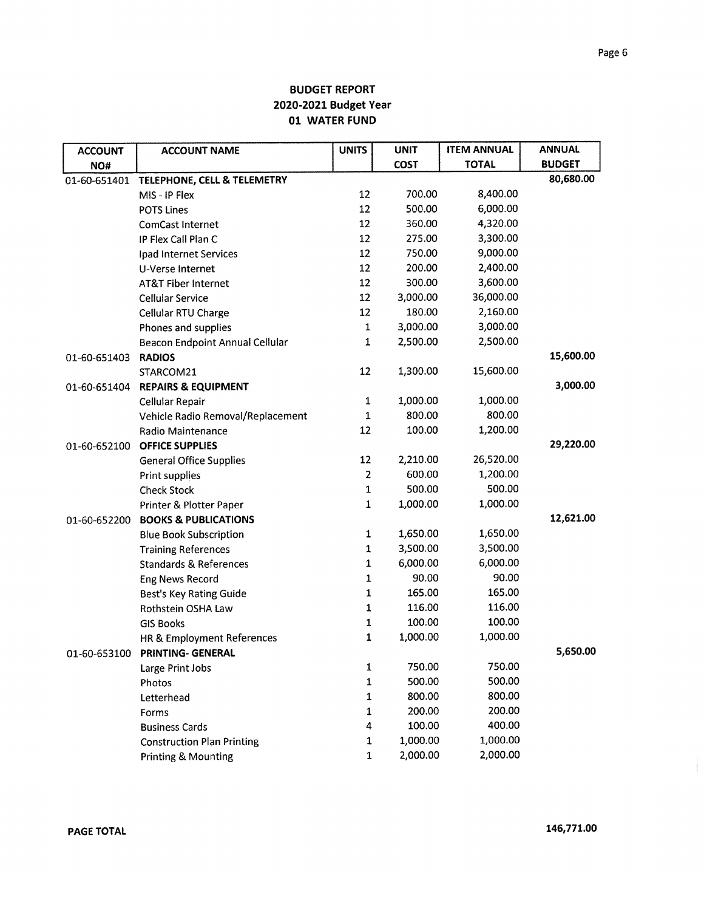# BUDGET REPORT
## 2020-2021 Budget Year
## 01 WATER FUND

| ACCOUNT NO# | ACCOUNT NAME | UNITS | UNIT COST | ITEM ANNUAL TOTAL | ANNUAL BUDGET |
|---|---|---|---|---|---|
| 01-60-651401 | **TELEPHONE, CELL & TELEMETRY** | | | | **80,680.00** |
| | MIS - IP Flex | 12 | 700.00 | 8,400.00 | |
| | POTS Lines | 12 | 500.00 | 6,000.00 | |
| | ComCast Internet | 12 | 360.00 | 4,320.00 | |
| | IP Flex Call Plan C | 12 | 275.00 | 3,300.00 | |
| | Ipad Internet Services | 12 | 750.00 | 9,000.00 | |
| | U-Verse Internet | 12 | 200.00 | 2,400.00 | |
| | AT&T Fiber Internet | 12 | 300.00 | 3,600.00 | |
| | Cellular Service | 12 | 3,000.00 | 36,000.00 | |
| | Cellular RTU Charge | 12 | 180.00 | 2,160.00 | |
| | Phones and supplies | 1 | 3,000.00 | 3,000.00 | |
| | Beacon Endpoint Annual Cellular | 1 | 2,500.00 | 2,500.00 | |
| 01-60-651403 | **RADIOS** | | | | **15,600.00** |
| | STARCOM21 | 12 | 1,300.00 | 15,600.00 | |
| 01-60-651404 | **REPAIRS & EQUIPMENT** | | | | **3,000.00** |
| | Cellular Repair | 1 | 1,000.00 | 1,000.00 | |
| | Vehicle Radio Removal/Replacement | 1 | 800.00 | 800.00 | |
| | Radio Maintenance | 12 | 100.00 | 1,200.00 | |
| 01-60-652100 | **OFFICE SUPPLIES** | | | | **29,220.00** |
| | General Office Supplies | 12 | 2,210.00 | 26,520.00 | |
| | Print supplies | 2 | 600.00 | 1,200.00 | |
| | Check Stock | 1 | 500.00 | 500.00 | |
| | Printer & Plotter Paper | 1 | 1,000.00 | 1,000.00 | |
| 01-60-652200 | **BOOKS & PUBLICATIONS** | | | | **12,621.00** |
| | Blue Book Subscription | 1 | 1,650.00 | 1,650.00 | |
| | Training References | 1 | 3,500.00 | 3,500.00 | |
| | Standards & References | 1 | 6,000.00 | 6,000.00 | |
| | Eng News Record | 1 | 90.00 | 90.00 | |
| | Best's Key Rating Guide | 1 | 165.00 | 165.00 | |
| | Rothstein OSHA Law | 1 | 116.00 | 116.00 | |
| | GIS Books | 1 | 100.00 | 100.00 | |
| | HR & Employment References | 1 | 1,000.00 | 1,000.00 | |
| 01-60-653100 | **PRINTING- GENERAL** | | | | **5,650.00** |
| | Large Print Jobs | 1 | 750.00 | 750.00 | |
| | Photos | 1 | 500.00 | 500.00 | |
| | Letterhead | 1 | 800.00 | 800.00 | |
| | Forms | 1 | 200.00 | 200.00 | |
| | Business Cards | 4 | 100.00 | 400.00 | |
| | Construction Plan Printing | 1 | 1,000.00 | 1,000.00 | |
| | Printing & Mounting | 1 | 2,000.00 | 2,000.00 | |

**PAGE TOTAL** **146,771.00**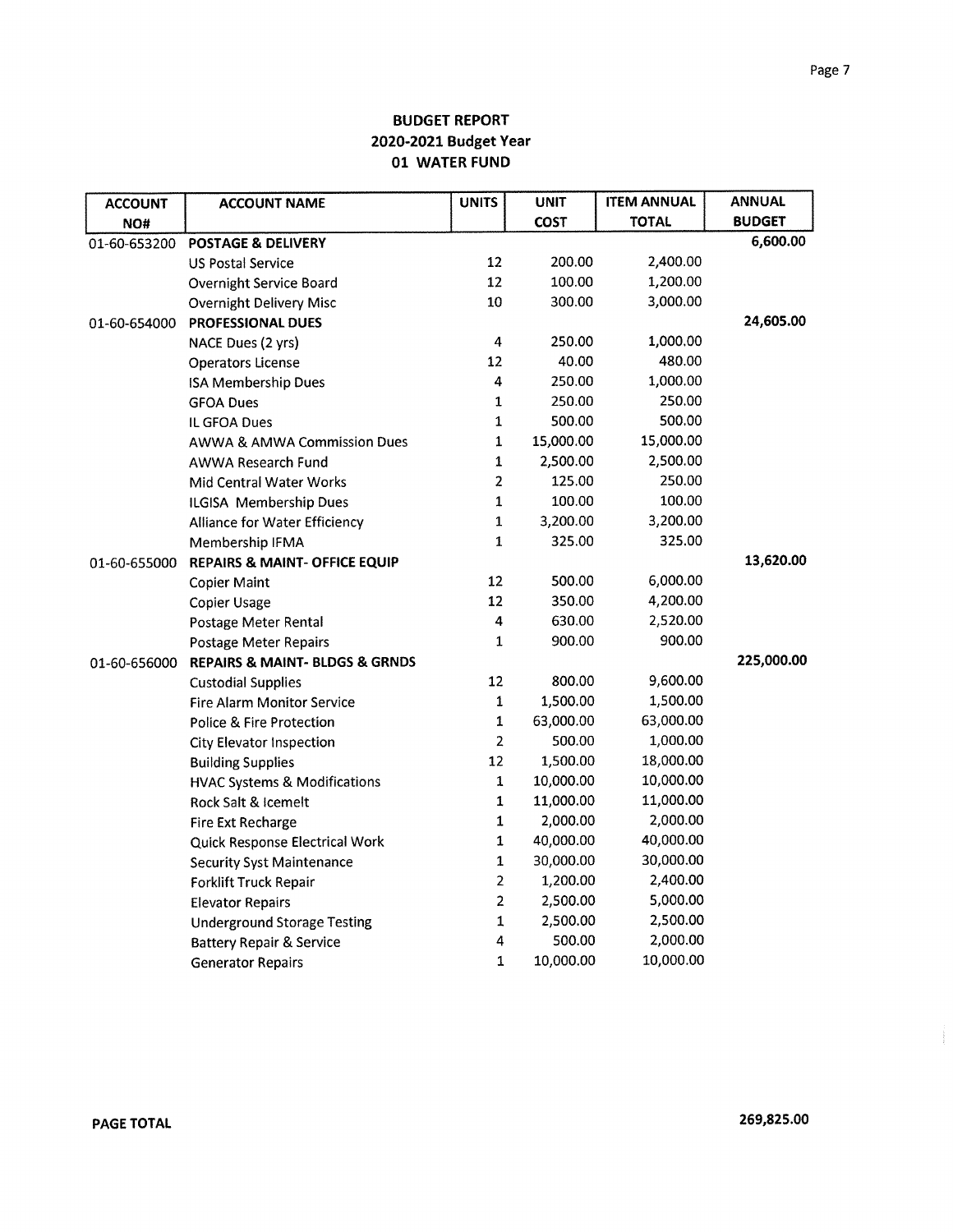# BUDGET REPORT
## 2020-2021 Budget Year
## 01 WATER FUND

| ACCOUNT NO# | ACCOUNT NAME | UNITS | UNIT COST | ITEM ANNUAL TOTAL | ANNUAL BUDGET |
|---|---|---|---|---|---|
| 01-60-653200 | **POSTAGE & DELIVERY** | | | | 6,600.00 |
| | US Postal Service | 12 | 200.00 | 2,400.00 | |
| | Overnight Service Board | 12 | 100.00 | 1,200.00 | |
| | Overnight Delivery Misc | 10 | 300.00 | 3,000.00 | |
| 01-60-654000 | **PROFESSIONAL DUES** | | | | 24,605.00 |
| | NACE Dues (2 yrs) | 4 | 250.00 | 1,000.00 | |
| | Operators License | 12 | 40.00 | 480.00 | |
| | ISA Membership Dues | 4 | 250.00 | 1,000.00 | |
| | GFOA Dues | 1 | 250.00 | 250.00 | |
| | IL GFOA Dues | 1 | 500.00 | 500.00 | |
| | AWWA & AMWA Commission Dues | 1 | 15,000.00 | 15,000.00 | |
| | AWWA Research Fund | 1 | 2,500.00 | 2,500.00 | |
| | Mid Central Water Works | 2 | 125.00 | 250.00 | |
| | ILGISA Membership Dues | 1 | 100.00 | 100.00 | |
| | Alliance for Water Efficiency | 1 | 3,200.00 | 3,200.00 | |
| | Membership IFMA | 1 | 325.00 | 325.00 | |
| 01-60-655000 | **REPAIRS & MAINT- OFFICE EQUIP** | | | | 13,620.00 |
| | Copier Maint | 12 | 500.00 | 6,000.00 | |
| | Copier Usage | 12 | 350.00 | 4,200.00 | |
| | Postage Meter Rental | 4 | 630.00 | 2,520.00 | |
| | Postage Meter Repairs | 1 | 900.00 | 900.00 | |
| 01-60-656000 | **REPAIRS & MAINT- BLDGS & GRNDS** | | | | 225,000.00 |
| | Custodial Supplies | 12 | 800.00 | 9,600.00 | |
| | Fire Alarm Monitor Service | 1 | 1,500.00 | 1,500.00 | |
| | Police & Fire Protection | 1 | 63,000.00 | 63,000.00 | |
| | City Elevator Inspection | 2 | 500.00 | 1,000.00 | |
| | Building Supplies | 12 | 1,500.00 | 18,000.00 | |
| | HVAC Systems & Modifications | 1 | 10,000.00 | 10,000.00 | |
| | Rock Salt & Icemelt | 1 | 11,000.00 | 11,000.00 | |
| | Fire Ext Recharge | 1 | 2,000.00 | 2,000.00 | |
| | Quick Response Electrical Work | 1 | 40,000.00 | 40,000.00 | |
| | Security Syst Maintenance | 1 | 30,000.00 | 30,000.00 | |
| | Forklift Truck Repair | 2 | 1,200.00 | 2,400.00 | |
| | Elevator Repairs | 2 | 2,500.00 | 5,000.00 | |
| | Underground Storage Testing | 1 | 2,500.00 | 2,500.00 | |
| | Battery Repair & Service | 4 | 500.00 | 2,000.00 | |
| | Generator Repairs | 1 | 10,000.00 | 10,000.00 | |

**PAGE TOTAL** 269,825.00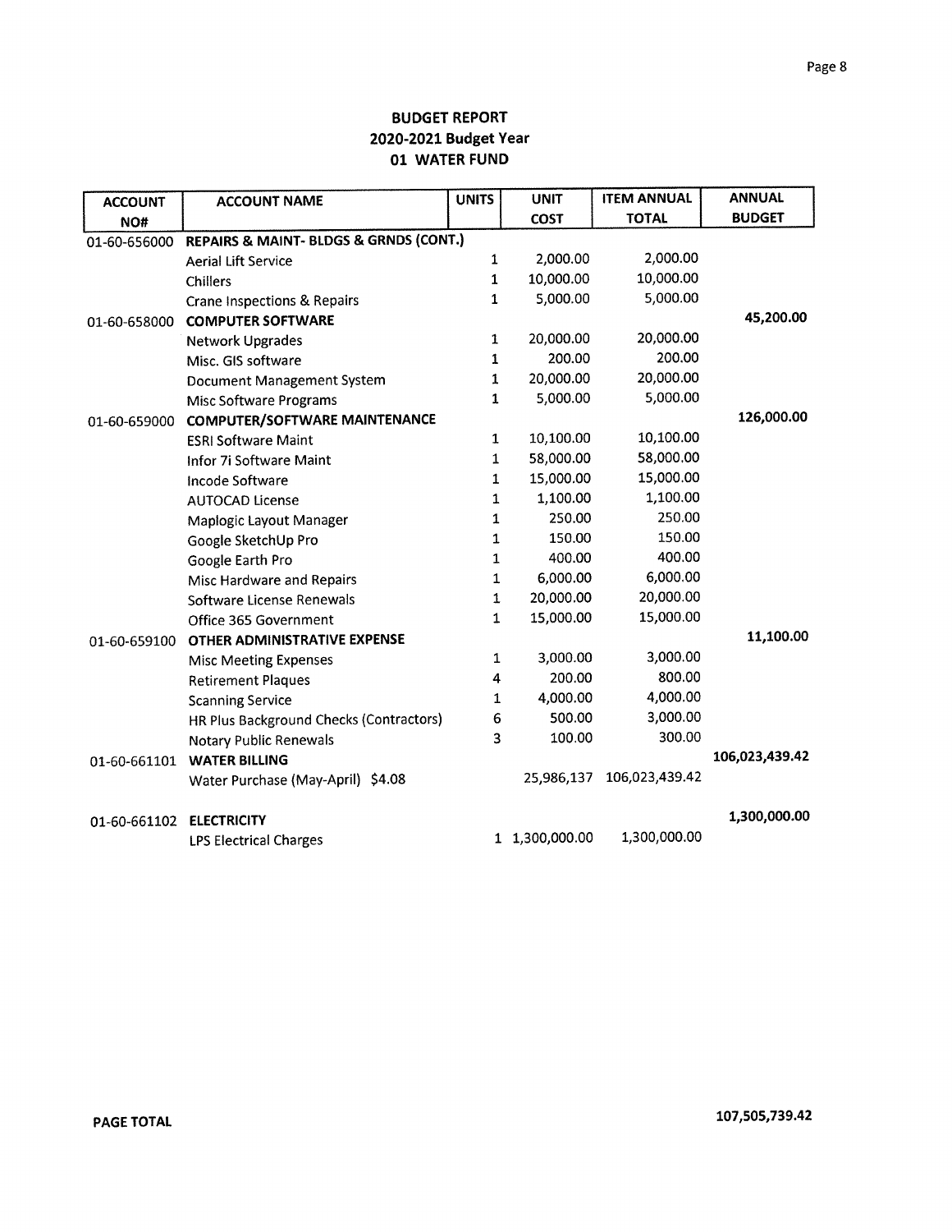# BUDGET REPORT
## 2020-2021 Budget Year
## 01 WATER FUND

| ACCOUNT NO# | ACCOUNT NAME | UNITS | UNIT COST | ITEM ANNUAL TOTAL | ANNUAL BUDGET |
|---|---|---|---|---|---|
| 01-60-656000 | **REPAIRS & MAINT- BLDGS & GRNDS (CONT.)** | | | | |
| | Aerial Lift Service | 1 | 2,000.00 | 2,000.00 | |
| | Chillers | 1 | 10,000.00 | 10,000.00 | |
| | Crane Inspections & Repairs | 1 | 5,000.00 | 5,000.00 | |
| 01-60-658000 | **COMPUTER SOFTWARE** | | | | **45,200.00** |
| | Network Upgrades | 1 | 20,000.00 | 20,000.00 | |
| | Misc. GIS software | 1 | 200.00 | 200.00 | |
| | Document Management System | 1 | 20,000.00 | 20,000.00 | |
| | Misc Software Programs | 1 | 5,000.00 | 5,000.00 | |
| 01-60-659000 | **COMPUTER/SOFTWARE MAINTENANCE** | | | | **126,000.00** |
| | ESRI Software Maint | 1 | 10,100.00 | 10,100.00 | |
| | Infor 7i Software Maint | 1 | 58,000.00 | 58,000.00 | |
| | Incode Software | 1 | 15,000.00 | 15,000.00 | |
| | AUTOCAD License | 1 | 1,100.00 | 1,100.00 | |
| | Maplogic Layout Manager | 1 | 250.00 | 250.00 | |
| | Google SketchUp Pro | 1 | 150.00 | 150.00 | |
| | Google Earth Pro | 1 | 400.00 | 400.00 | |
| | Misc Hardware and Repairs | 1 | 6,000.00 | 6,000.00 | |
| | Software License Renewals | 1 | 20,000.00 | 20,000.00 | |
| | Office 365 Government | 1 | 15,000.00 | 15,000.00 | |
| 01-60-659100 | **OTHER ADMINISTRATIVE EXPENSE** | | | | **11,100.00** |
| | Misc Meeting Expenses | 1 | 3,000.00 | 3,000.00 | |
| | Retirement Plaques | 4 | 200.00 | 800.00 | |
| | Scanning Service | 1 | 4,000.00 | 4,000.00 | |
| | HR Plus Background Checks (Contractors) | 6 | 500.00 | 3,000.00 | |
| | Notary Public Renewals | 3 | 100.00 | 300.00 | |
| 01-60-661101 | **WATER BILLING** | | | | **106,023,439.42** |
| | Water Purchase (May-April) $4.08 | | 25,986,137 | 106,023,439.42 | |
| 01-60-661102 | **ELECTRICITY** | | | | **1,300,000.00** |
| | LPS Electrical Charges | 1 | 1,300,000.00 | 1,300,000.00 | |

**PAGE TOTAL** **107,505,739.42**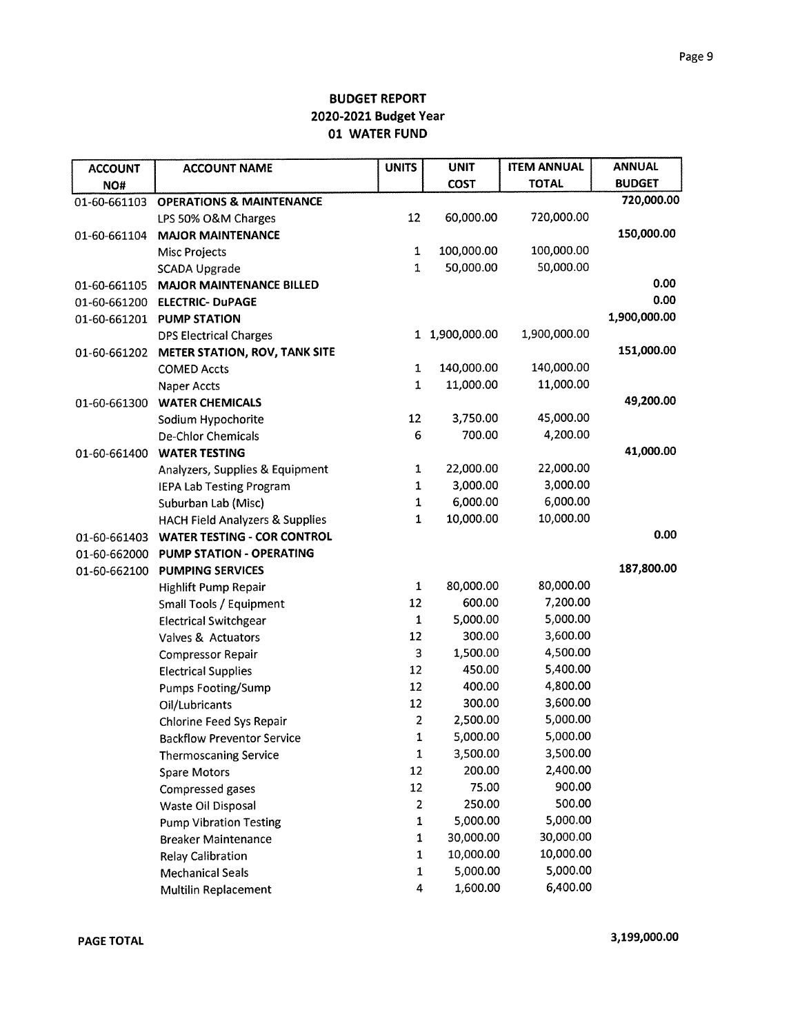# BUDGET REPORT
## 2020-2021 Budget Year
## 01 WATER FUND

| ACCOUNT NO# | ACCOUNT NAME | UNITS | UNIT COST | ITEM ANNUAL TOTAL | ANNUAL BUDGET |
|---|---|---|---|---|---|
| 01-60-661103 | **OPERATIONS & MAINTENANCE** | | | | 720,000.00 |
| | LPS 50% O&M Charges | 12 | 60,000.00 | 720,000.00 | |
| 01-60-661104 | **MAJOR MAINTENANCE** | | | | 150,000.00 |
| | Misc Projects | 1 | 100,000.00 | 100,000.00 | |
| | SCADA Upgrade | 1 | 50,000.00 | 50,000.00 | |
| 01-60-661105 | **MAJOR MAINTENANCE BILLED** | | | | 0.00 |
| 01-60-661200 | **ELECTRIC- DuPAGE** | | | | 0.00 |
| 01-60-661201 | **PUMP STATION** | | | | 1,900,000.00 |
| | DPS Electrical Charges | 1 | 1,900,000.00 | 1,900,000.00 | |
| 01-60-661202 | **METER STATION, ROV, TANK SITE** | | | | 151,000.00 |
| | COMED Accts | 1 | 140,000.00 | 140,000.00 | |
| | Naper Accts | 1 | 11,000.00 | 11,000.00 | |
| 01-60-661300 | **WATER CHEMICALS** | | | | 49,200.00 |
| | Sodium Hypochorite | 12 | 3,750.00 | 45,000.00 | |
| | De-Chlor Chemicals | 6 | 700.00 | 4,200.00 | |
| 01-60-661400 | **WATER TESTING** | | | | 41,000.00 |
| | Analyzers, Supplies & Equipment | 1 | 22,000.00 | 22,000.00 | |
| | IEPA Lab Testing Program | 1 | 3,000.00 | 3,000.00 | |
| | Suburban Lab (Misc) | 1 | 6,000.00 | 6,000.00 | |
| | HACH Field Analyzers & Supplies | 1 | 10,000.00 | 10,000.00 | |
| 01-60-661403 | **WATER TESTING - COR CONTROL** | | | | 0.00 |
| 01-60-662000 | **PUMP STATION - OPERATING** | | | | |
| 01-60-662100 | **PUMPING SERVICES** | | | | 187,800.00 |
| | Highlift Pump Repair | 1 | 80,000.00 | 80,000.00 | |
| | Small Tools / Equipment | 12 | 600.00 | 7,200.00 | |
| | Electrical Switchgear | 1 | 5,000.00 | 5,000.00 | |
| | Valves & Actuators | 12 | 300.00 | 3,600.00 | |
| | Compressor Repair | 3 | 1,500.00 | 4,500.00 | |
| | Electrical Supplies | 12 | 450.00 | 5,400.00 | |
| | Pumps Footing/Sump | 12 | 400.00 | 4,800.00 | |
| | Oil/Lubricants | 12 | 300.00 | 3,600.00 | |
| | Chlorine Feed Sys Repair | 2 | 2,500.00 | 5,000.00 | |
| | Backflow Preventor Service | 1 | 5,000.00 | 5,000.00 | |
| | Thermoscaning Service | 1 | 3,500.00 | 3,500.00 | |
| | Spare Motors | 12 | 200.00 | 2,400.00 | |
| | Compressed gases | 12 | 75.00 | 900.00 | |
| | Waste Oil Disposal | 2 | 250.00 | 500.00 | |
| | Pump Vibration Testing | 1 | 5,000.00 | 5,000.00 | |
| | Breaker Maintenance | 1 | 30,000.00 | 30,000.00 | |
| | Relay Calibration | 1 | 10,000.00 | 10,000.00 | |
| | Mechanical Seals | 1 | 5,000.00 | 5,000.00 | |
| | Multilin Replacement | 4 | 1,600.00 | 6,400.00 | |

**PAGE TOTAL** 3,199,000.00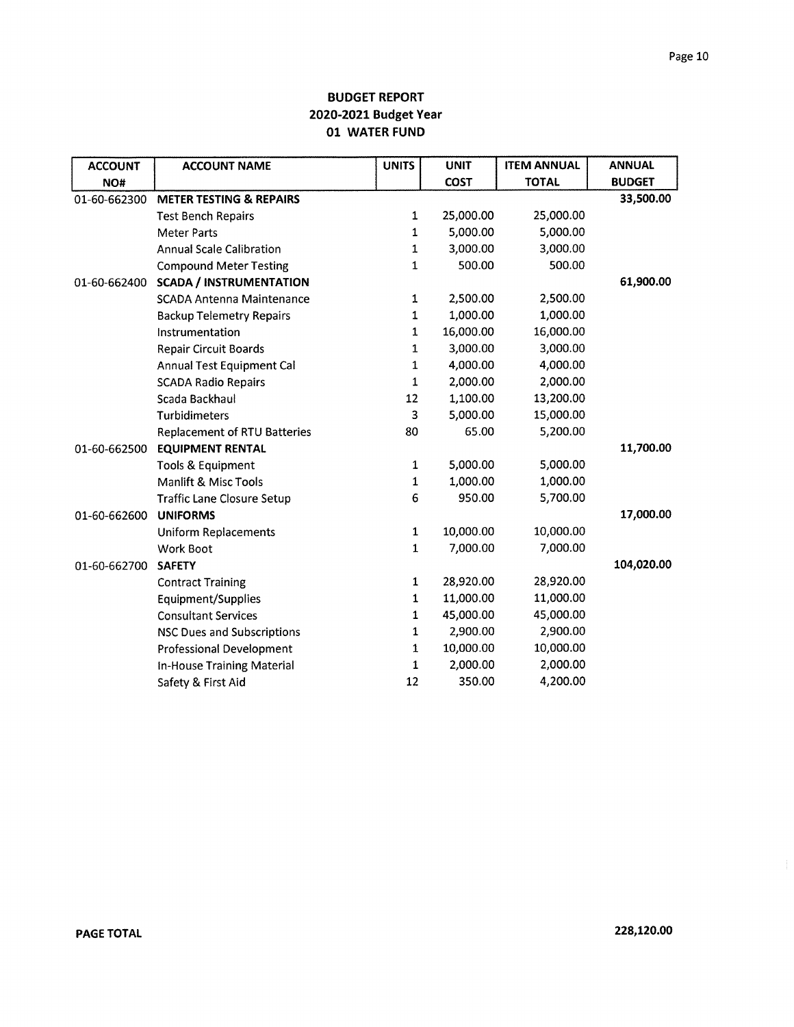## BUDGET REPORT
## 2020-2021 Budget Year
## 01 WATER FUND

| ACCOUNT NO# | ACCOUNT NAME | UNITS | UNIT COST | ITEM ANNUAL TOTAL | ANNUAL BUDGET |
|---|---|---|---|---|---|
| 01-60-662300 | **METER TESTING & REPAIRS** | | | | **33,500.00** |
| | Test Bench Repairs | 1 | 25,000.00 | 25,000.00 | |
| | Meter Parts | 1 | 5,000.00 | 5,000.00 | |
| | Annual Scale Calibration | 1 | 3,000.00 | 3,000.00 | |
| | Compound Meter Testing | 1 | 500.00 | 500.00 | |
| 01-60-662400 | **SCADA / INSTRUMENTATION** | | | | **61,900.00** |
| | SCADA Antenna Maintenance | 1 | 2,500.00 | 2,500.00 | |
| | Backup Telemetry Repairs | 1 | 1,000.00 | 1,000.00 | |
| | Instrumentation | 1 | 16,000.00 | 16,000.00 | |
| | Repair Circuit Boards | 1 | 3,000.00 | 3,000.00 | |
| | Annual Test Equipment Cal | 1 | 4,000.00 | 4,000.00 | |
| | SCADA Radio Repairs | 1 | 2,000.00 | 2,000.00 | |
| | Scada Backhaul | 12 | 1,100.00 | 13,200.00 | |
| | Turbidimeters | 3 | 5,000.00 | 15,000.00 | |
| | Replacement of RTU Batteries | 80 | 65.00 | 5,200.00 | |
| 01-60-662500 | **EQUIPMENT RENTAL** | | | | **11,700.00** |
| | Tools & Equipment | 1 | 5,000.00 | 5,000.00 | |
| | Manlift & Misc Tools | 1 | 1,000.00 | 1,000.00 | |
| | Traffic Lane Closure Setup | 6 | 950.00 | 5,700.00 | |
| 01-60-662600 | **UNIFORMS** | | | | **17,000.00** |
| | Uniform Replacements | 1 | 10,000.00 | 10,000.00 | |
| | Work Boot | 1 | 7,000.00 | 7,000.00 | |
| 01-60-662700 | **SAFETY** | | | | **104,020.00** |
| | Contract Training | 1 | 28,920.00 | 28,920.00 | |
| | Equipment/Supplies | 1 | 11,000.00 | 11,000.00 | |
| | Consultant Services | 1 | 45,000.00 | 45,000.00 | |
| | NSC Dues and Subscriptions | 1 | 2,900.00 | 2,900.00 | |
| | Professional Development | 1 | 10,000.00 | 10,000.00 | |
| | In-House Training Material | 1 | 2,000.00 | 2,000.00 | |
| | Safety & First Aid | 12 | 350.00 | 4,200.00 | |

**PAGE TOTAL** **228,120.00**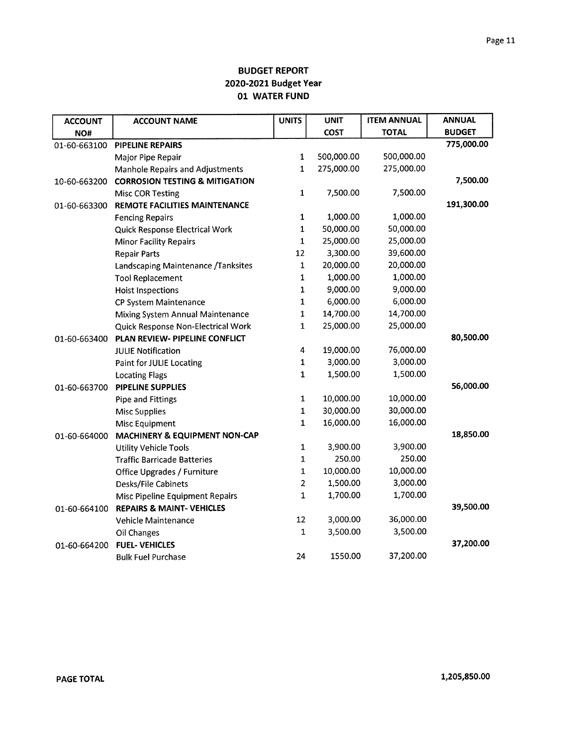**BUDGET REPORT**
**2020-2021 Budget Year**
**01 WATER FUND**

| ACCOUNT NO# | ACCOUNT NAME | UNITS | UNIT COST | ITEM ANNUAL TOTAL | ANNUAL BUDGET |
|---|---|---|---|---|---|
| 01-60-663100 | **PIPELINE REPAIRS** | | | | **775,000.00** |
| | Major Pipe Repair | 1 | 500,000.00 | 500,000.00 | |
| | Manhole Repairs and Adjustments | 1 | 275,000.00 | 275,000.00 | |
| 10-60-663200 | **CORROSION TESTING & MITIGATION** | | | | **7,500.00** |
| | Misc COR Testing | 1 | 7,500.00 | 7,500.00 | |
| 01-60-663300 | **REMOTE FACILITIES MAINTENANCE** | | | | **191,300.00** |
| | Fencing Repairs | 1 | 1,000.00 | 1,000.00 | |
| | Quick Response Electrical Work | 1 | 50,000.00 | 50,000.00 | |
| | Minor Facility Repairs | 1 | 25,000.00 | 25,000.00 | |
| | Repair Parts | 12 | 3,300.00 | 39,600.00 | |
| | Landscaping Maintenance /Tanksites | 1 | 20,000.00 | 20,000.00 | |
| | Tool Replacement | 1 | 1,000.00 | 1,000.00 | |
| | Hoist Inspections | 1 | 9,000.00 | 9,000.00 | |
| | CP System Maintenance | 1 | 6,000.00 | 6,000.00 | |
| | Mixing System Annual Maintenance | 1 | 14,700.00 | 14,700.00 | |
| | Quick Response Non-Electrical Work | 1 | 25,000.00 | 25,000.00 | |
| 01-60-663400 | **PLAN REVIEW- PIPELINE CONFLICT** | | | | **80,500.00** |
| | JULIE Notification | 4 | 19,000.00 | 76,000.00 | |
| | Paint for JULIE Locating | 1 | 3,000.00 | 3,000.00 | |
| | Locating Flags | 1 | 1,500.00 | 1,500.00 | |
| 01-60-663700 | **PIPELINE SUPPLIES** | | | | **56,000.00** |
| | Pipe and Fittings | 1 | 10,000.00 | 10,000.00 | |
| | Misc Supplies | 1 | 30,000.00 | 30,000.00 | |
| | Misc Equipment | 1 | 16,000.00 | 16,000.00 | |
| 01-60-664000 | **MACHINERY & EQUIPMENT NON-CAP** | | | | **18,850.00** |
| | Utility Vehicle Tools | 1 | 3,900.00 | 3,900.00 | |
| | Traffic Barricade Batteries | 1 | 250.00 | 250.00 | |
| | Office Upgrades / Furniture | 1 | 10,000.00 | 10,000.00 | |
| | Desks/File Cabinets | 2 | 1,500.00 | 3,000.00 | |
| | Misc Pipeline Equipment Repairs | 1 | 1,700.00 | 1,700.00 | |
| 01-60-664100 | **REPAIRS & MAINT- VEHICLES** | | | | **39,500.00** |
| | Vehicle Maintenance | 12 | 3,000.00 | 36,000.00 | |
| | Oil Changes | 1 | 3,500.00 | 3,500.00 | |
| 01-60-664200 | **FUEL- VEHICLES** | | | | **37,200.00** |
| | Bulk Fuel Purchase | 24 | 1550.00 | 37,200.00 | |

**PAGE TOTAL** **1,205,850.00**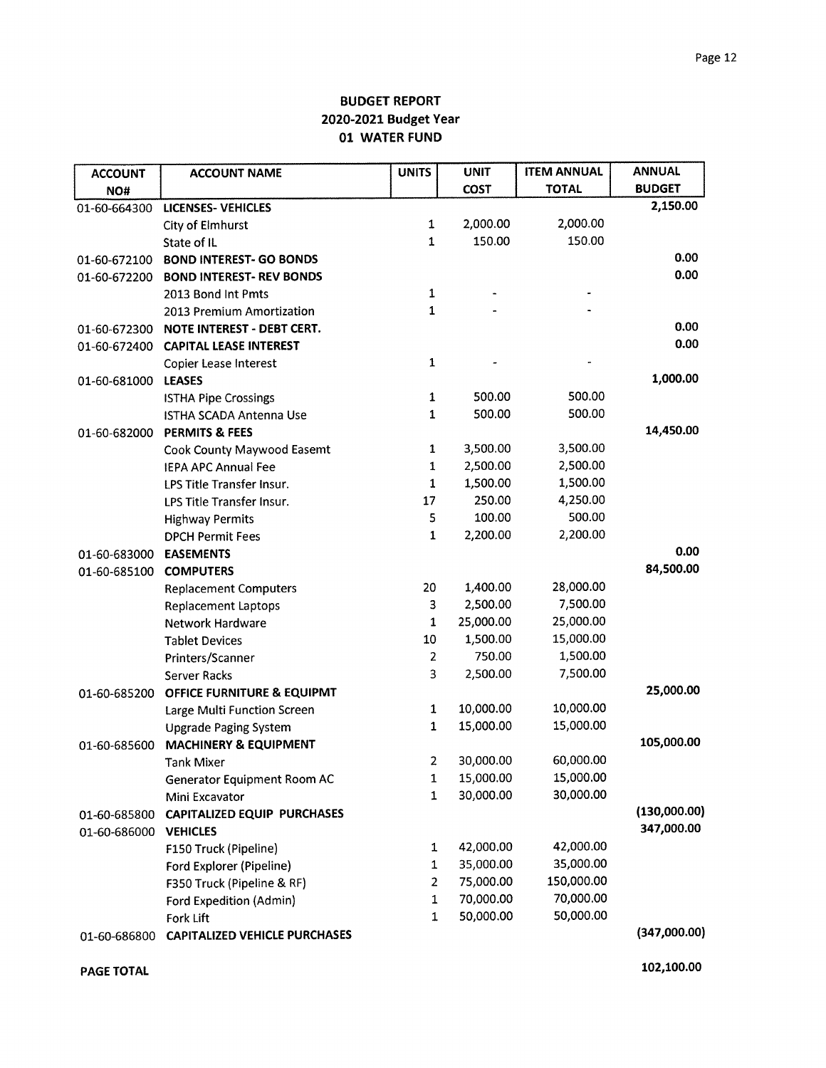# BUDGET REPORT
## 2020-2021 Budget Year
## 01 WATER FUND

| ACCOUNT NO# | ACCOUNT NAME | UNITS | UNIT COST | ITEM ANNUAL TOTAL | ANNUAL BUDGET |
|---|---|---|---|---|---|
| 01-60-664300 | **LICENSES- VEHICLES** | | | | 2,150.00 |
| | City of Elmhurst | 1 | 2,000.00 | 2,000.00 | |
| | State of IL | 1 | 150.00 | 150.00 | |
| 01-60-672100 | **BOND INTEREST- GO BONDS** | | | | 0.00 |
| 01-60-672200 | **BOND INTEREST- REV BONDS** | | | | 0.00 |
| | 2013 Bond Int Pmts | 1 | - | - | |
| | 2013 Premium Amortization | 1 | - | - | |
| 01-60-672300 | **NOTE INTEREST - DEBT CERT.** | | | | 0.00 |
| 01-60-672400 | **CAPITAL LEASE INTEREST** | | | | 0.00 |
| | Copier Lease Interest | 1 | - | - | |
| 01-60-681000 | **LEASES** | | | | 1,000.00 |
| | ISTHA Pipe Crossings | 1 | 500.00 | 500.00 | |
| | ISTHA SCADA Antenna Use | 1 | 500.00 | 500.00 | |
| 01-60-682000 | **PERMITS & FEES** | | | | 14,450.00 |
| | Cook County Maywood Easemt | 1 | 3,500.00 | 3,500.00 | |
| | IEPA APC Annual Fee | 1 | 2,500.00 | 2,500.00 | |
| | LPS Title Transfer Insur. | 1 | 1,500.00 | 1,500.00 | |
| | LPS Title Transfer Insur. | 17 | 250.00 | 4,250.00 | |
| | Highway Permits | 5 | 100.00 | 500.00 | |
| | DPCH Permit Fees | 1 | 2,200.00 | 2,200.00 | |
| 01-60-683000 | **EASEMENTS** | | | | 0.00 |
| 01-60-685100 | **COMPUTERS** | | | | 84,500.00 |
| | Replacement Computers | 20 | 1,400.00 | 28,000.00 | |
| | Replacement Laptops | 3 | 2,500.00 | 7,500.00 | |
| | Network Hardware | 1 | 25,000.00 | 25,000.00 | |
| | Tablet Devices | 10 | 1,500.00 | 15,000.00 | |
| | Printers/Scanner | 2 | 750.00 | 1,500.00 | |
| | Server Racks | 3 | 2,500.00 | 7,500.00 | |
| 01-60-685200 | **OFFICE FURNITURE & EQUIPMT** | | | | 25,000.00 |
| | Large Multi Function Screen | 1 | 10,000.00 | 10,000.00 | |
| | Upgrade Paging System | 1 | 15,000.00 | 15,000.00 | |
| 01-60-685600 | **MACHINERY & EQUIPMENT** | | | | 105,000.00 |
| | Tank Mixer | 2 | 30,000.00 | 60,000.00 | |
| | Generator Equipment Room AC | 1 | 15,000.00 | 15,000.00 | |
| | Mini Excavator | 1 | 30,000.00 | 30,000.00 | |
| 01-60-685800 | **CAPITALIZED EQUIP PURCHASES** | | | | (130,000.00) |
| 01-60-686000 | **VEHICLES** | | | | 347,000.00 |
| | F150 Truck (Pipeline) | 1 | 42,000.00 | 42,000.00 | |
| | Ford Explorer (Pipeline) | 1 | 35,000.00 | 35,000.00 | |
| | F350 Truck (Pipeline & RF) | 2 | 75,000.00 | 150,000.00 | |
| | Ford Expedition (Admin) | 1 | 70,000.00 | 70,000.00 | |
| | Fork Lift | 1 | 50,000.00 | 50,000.00 | |
| 01-60-686800 | **CAPITALIZED VEHICLE PURCHASES** | | | | (347,000.00) |
| **PAGE TOTAL** | | | | | 102,100.00 |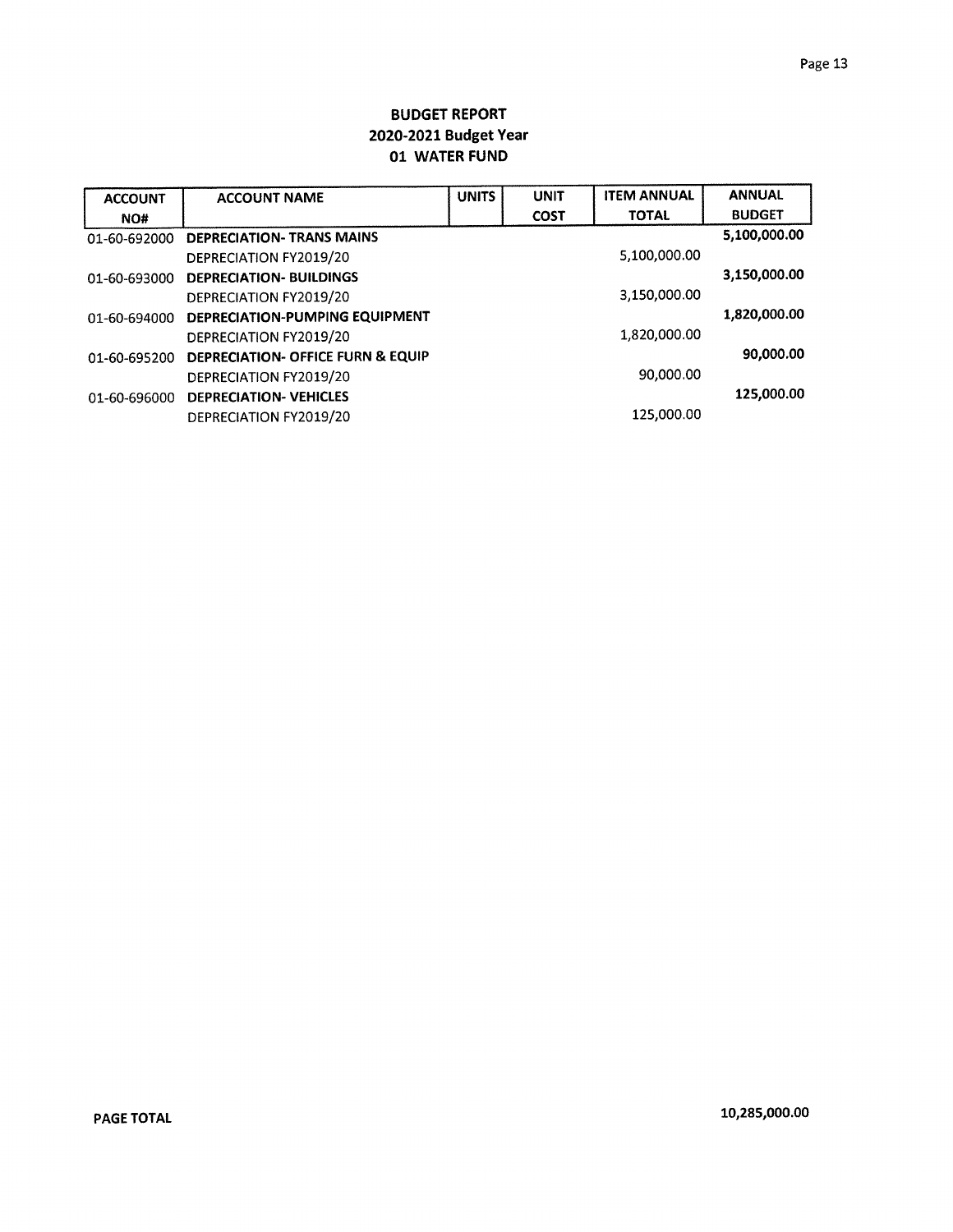## BUDGET REPORT
## 2020-2021 Budget Year
## 01 WATER FUND

| ACCOUNT NO# | ACCOUNT NAME | UNITS | UNIT COST | ITEM ANNUAL TOTAL | ANNUAL BUDGET |
|---|---|---|---|---|---|
| 01-60-692000 | **DEPRECIATION- TRANS MAINS** | | | | **5,100,000.00** |
| | DEPRECIATION FY2019/20 | | | 5,100,000.00 | |
| 01-60-693000 | **DEPRECIATION- BUILDINGS** | | | | **3,150,000.00** |
| | DEPRECIATION FY2019/20 | | | 3,150,000.00 | |
| 01-60-694000 | **DEPRECIATION-PUMPING EQUIPMENT** | | | | **1,820,000.00** |
| | DEPRECIATION FY2019/20 | | | 1,820,000.00 | |
| 01-60-695200 | **DEPRECIATION- OFFICE FURN & EQUIP** | | | | **90,000.00** |
| | DEPRECIATION FY2019/20 | | | 90,000.00 | |
| 01-60-696000 | **DEPRECIATION- VEHICLES** | | | | **125,000.00** |
| | DEPRECIATION FY2019/20 | | | 125,000.00 | |

**PAGE TOTAL** **10,285,000.00**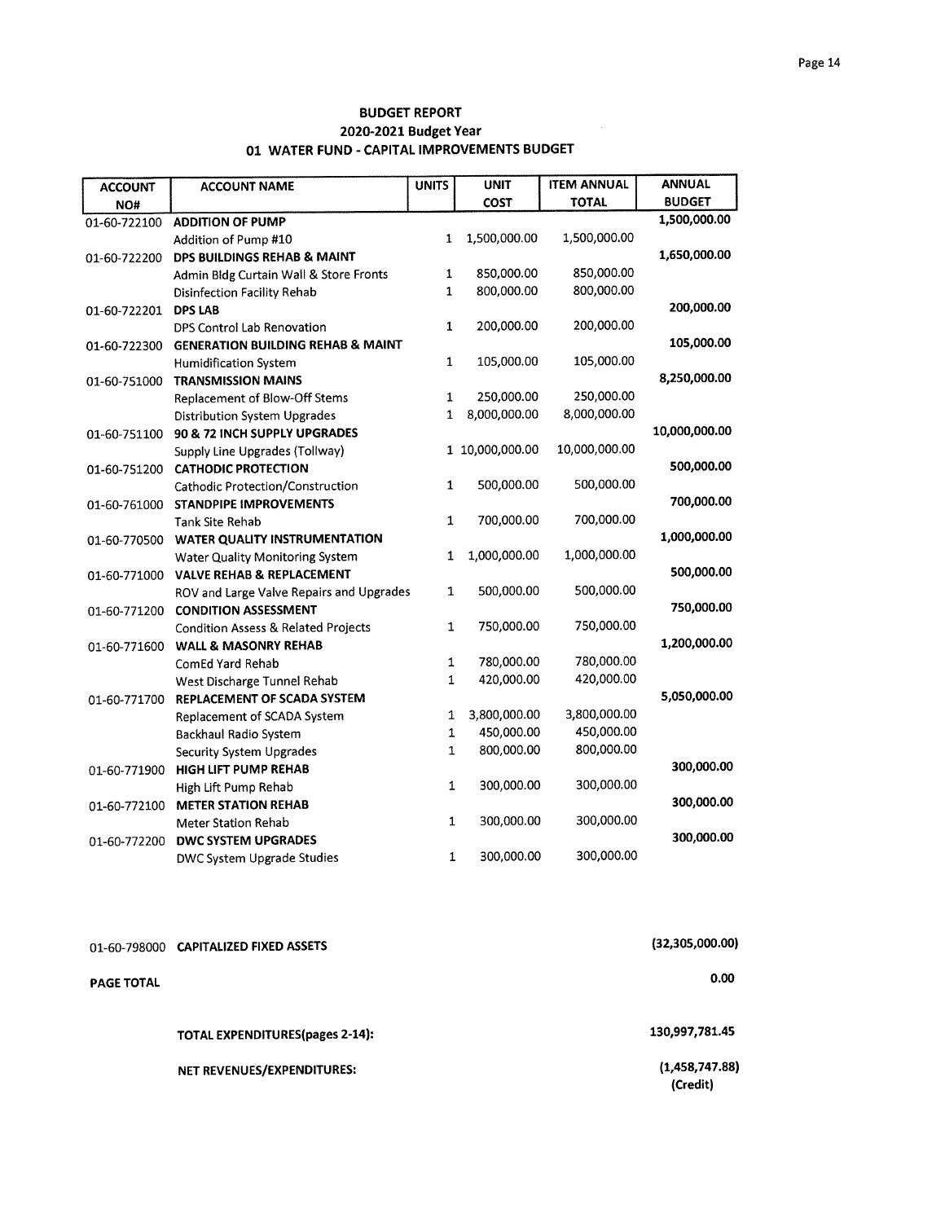# BUDGET REPORT
## 2020-2021 Budget Year
## 01 WATER FUND - CAPITAL IMPROVEMENTS BUDGET

| ACCOUNT NO# | ACCOUNT NAME | UNITS | UNIT COST | ITEM ANNUAL TOTAL | ANNUAL BUDGET |
|---|---|---|---|---|---|
| 01-60-722100 | **ADDITION OF PUMP** | | | | 1,500,000.00 |
| | Addition of Pump #10 | 1 | 1,500,000.00 | 1,500,000.00 | |
| 01-60-722200 | **DPS BUILDINGS REHAB & MAINT** | | | | 1,650,000.00 |
| | Admin Bldg Curtain Wall & Store Fronts | 1 | 850,000.00 | 850,000.00 | |
| | Disinfection Facility Rehab | 1 | 800,000.00 | 800,000.00 | |
| 01-60-722201 | **DPS LAB** | | | | 200,000.00 |
| | DPS Control Lab Renovation | 1 | 200,000.00 | 200,000.00 | |
| 01-60-722300 | **GENERATION BUILDING REHAB & MAINT** | | | | 105,000.00 |
| | Humidification System | 1 | 105,000.00 | 105,000.00 | |
| 01-60-751000 | **TRANSMISSION MAINS** | | | | 8,250,000.00 |
| | Replacement of Blow-Off Stems | 1 | 250,000.00 | 250,000.00 | |
| | Distribution System Upgrades | 1 | 8,000,000.00 | 8,000,000.00 | |
| 01-60-751100 | **90 & 72 INCH SUPPLY UPGRADES** | | | | 10,000,000.00 |
| | Supply Line Upgrades (Tollway) | 1 | 10,000,000.00 | 10,000,000.00 | |
| 01-60-751200 | **CATHODIC PROTECTION** | | | | 500,000.00 |
| | Cathodic Protection/Construction | 1 | 500,000.00 | 500,000.00 | |
| 01-60-761000 | **STANDPIPE IMPROVEMENTS** | | | | 700,000.00 |
| | Tank Site Rehab | 1 | 700,000.00 | 700,000.00 | |
| 01-60-770500 | **WATER QUALITY INSTRUMENTATION** | | | | 1,000,000.00 |
| | Water Quality Monitoring System | 1 | 1,000,000.00 | 1,000,000.00 | |
| 01-60-771000 | **VALVE REHAB & REPLACEMENT** | | | | 500,000.00 |
| | ROV and Large Valve Repairs and Upgrades | 1 | 500,000.00 | 500,000.00 | |
| 01-60-771200 | **CONDITION ASSESSMENT** | | | | 750,000.00 |
| | Condition Assess & Related Projects | 1 | 750,000.00 | 750,000.00 | |
| 01-60-771600 | **WALL & MASONRY REHAB** | | | | 1,200,000.00 |
| | ComEd Yard Rehab | 1 | 780,000.00 | 780,000.00 | |
| | West Discharge Tunnel Rehab | 1 | 420,000.00 | 420,000.00 | |
| 01-60-771700 | **REPLACEMENT OF SCADA SYSTEM** | | | | 5,050,000.00 |
| | Replacement of SCADA System | 1 | 3,800,000.00 | 3,800,000.00 | |
| | Backhaul Radio System | 1 | 450,000.00 | 450,000.00 | |
| | Security System Upgrades | 1 | 800,000.00 | 800,000.00 | |
| 01-60-771900 | **HIGH LIFT PUMP REHAB** | | | | 300,000.00 |
| | High Lift Pump Rehab | 1 | 300,000.00 | 300,000.00 | |
| 01-60-772100 | **METER STATION REHAB** | | | | 300,000.00 |
| | Meter Station Rehab | 1 | 300,000.00 | 300,000.00 | |
| 01-60-772200 | **DWC SYSTEM UPGRADES** | | | | 300,000.00 |
| | DWC System Upgrade Studies | 1 | 300,000.00 | 300,000.00 | |
| 01-60-798000 | **CAPITALIZED FIXED ASSETS** | | | | (32,305,000.00) |
| **PAGE TOTAL** | | | | | 0.00 |
| | **TOTAL EXPENDITURES(pages 2-14):** | | | | 130,997,781.45 |
| | **NET REVENUES/EXPENDITURES:** | | | | (1,458,747.88) (Credit) |